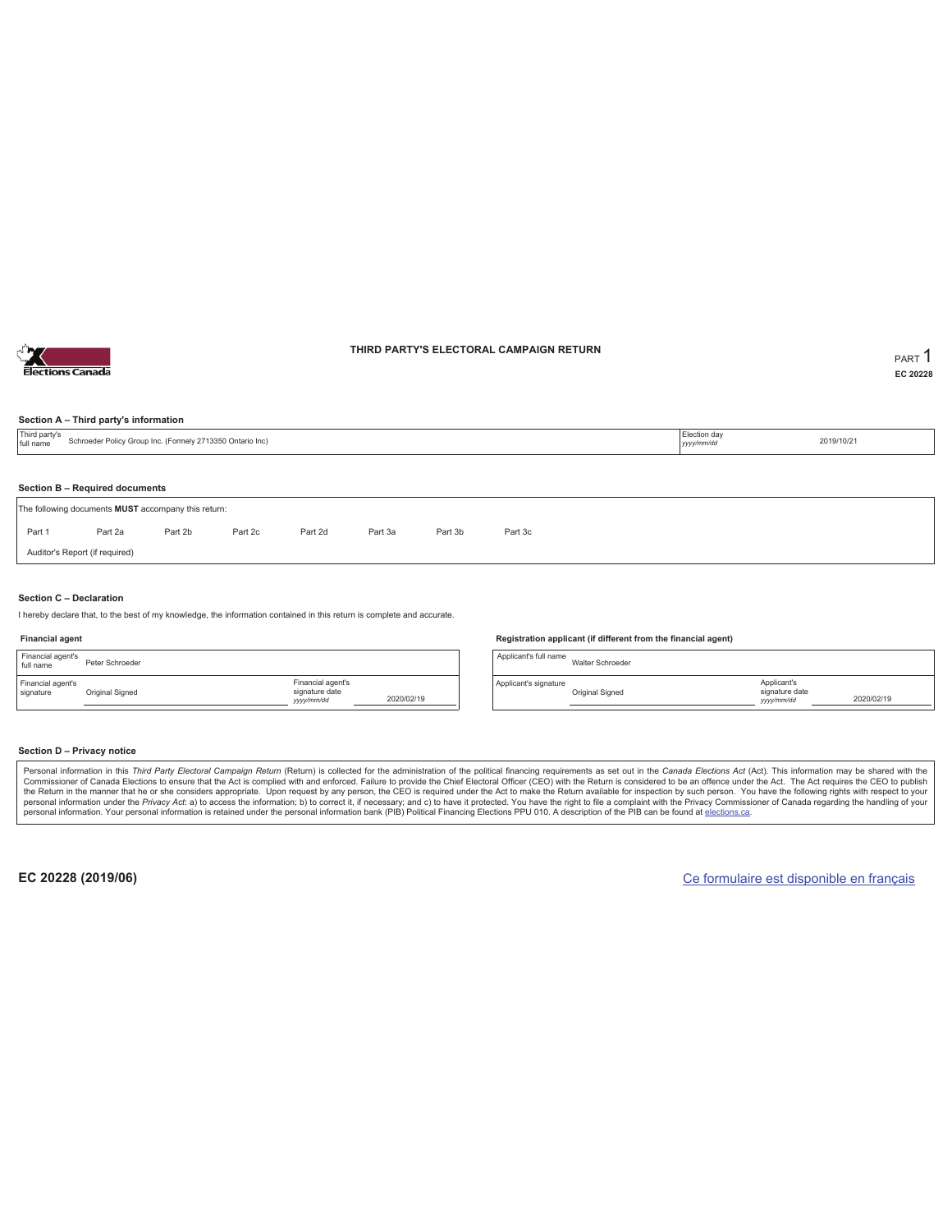# THIRD PARTY'S ELECTORAL CAMPAIGN RETURN

PART 1

EC 20228

### Section A – Third party's information

| | | | |
|---|---|---|---|
| Third party's full name | Schroeder Policy Group Inc. (Formely 2713350 Ontario Inc) | Election day *yyyy/mm/dd* | 2019/10/21 |

### Section B – Required documents

The following documents **MUST** accompany this return:

| | | | | | | | |
|---|---|---|---|---|---|---|---|
| Part 1 | Part 2a | Part 2b | Part 2c | Part 2d | Part 3a | Part 3b | Part 3c |

Auditor's Report (if required)

### Section C – Declaration

I hereby declare that, to the best of my knowledge, the information contained in this return is complete and accurate.

**Financial agent**

| | | | |
|---|---|---|---|
| Financial agent's full name | Peter Schroeder | | |
| Financial agent's signature | Original Signed | Financial agent's signature date *yyyy/mm/dd* | 2020/02/19 |

**Registration applicant (if different from the financial agent)**

| | | | |
|---|---|---|---|
| Applicant's full name | Walter Schroeder | | |
| Applicant's signature | Original Signed | Applicant's signature date *yyyy/mm/dd* | 2020/02/19 |

### Section D – Privacy notice

Personal information in this *Third Party Electoral Campaign Return* (Return) is collected for the administration of the political financing requirements as set out in the *Canada Elections Act* (Act). This information may be shared with the Commissioner of Canada Elections to ensure that the Act is complied with and enforced. Failure to provide the Chief Electoral Officer (CEO) with the Return is considered to be an offence under the Act. The Act requires the CEO to publish the Return in the manner that he or she considers appropriate. Upon request by any person, the CEO is required under the Act to make the Return available for inspection by such person. You have the following rights with respect to your personal information under the *Privacy Act*: a) to access the information; b) to correct it, if necessary; and c) to have it protected. You have the right to file a complaint with the Privacy Commissioner of Canada regarding the handling of your personal information. Your personal information is retained under the personal information bank (PIB) Political Financing Elections PPU 010. A description of the PIB can be found at elections.ca.

**EC 20228 (2019/06)**

Ce formulaire est disponible en français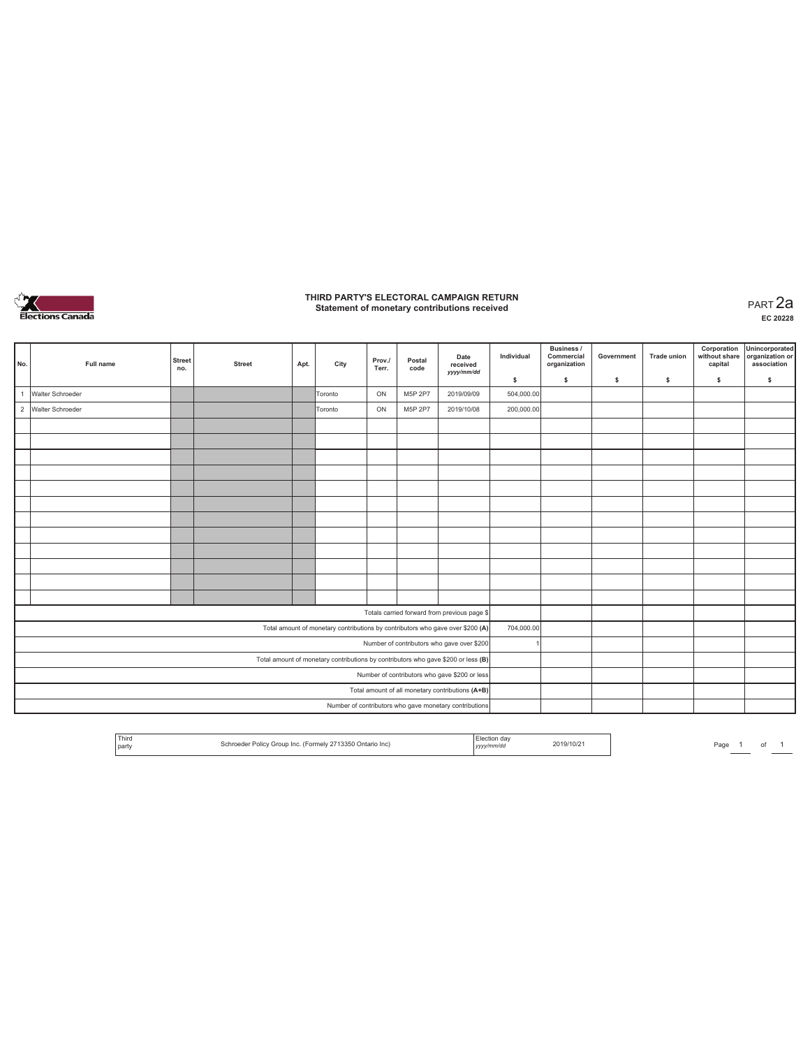# THIRD PARTY'S ELECTORAL CAMPAIGN RETURN
## Statement of monetary contributions received

PART 2a
**EC 20228**

| No. | Full name | Street no. | Street | Apt. | City | Prov./ Terr. | Postal code | Date received yyyy/mm/dd | Individual $ | Business / Commercial organization $ | Government $ | Trade union $ | Corporation without share capital $ | Unincorporated organization or association $ |
|---|---|---|---|---|---|---|---|---|---|---|---|---|---|---|
| 1 | Walter Schroeder | | | | Toronto | ON | M5P 2P7 | 2019/09/09 | 504,000.00 | | | | | |
| 2 | Walter Schroeder | | | | Toronto | ON | M5P 2P7 | 2019/10/08 | 200,000.00 | | | | | |
| | | | | | | | | | | | | | | |
| | | | | | | | | | | | | | | |
| | | | | | | | | | | | | | | |
| | | | | | | | | | | | | | | |
| | | | | | | | | | | | | | | |
| | | | | | | | | | | | | | | |
| | | | | | | | | | | | | | | |
| | | | | | | | | | | | | | | |
| | | | | | | | | | | | | | | |
| | | | | | | | | | | | | | | |
| | | | | | | | | | | | | | | |
| | | | | | | | | | | | | | | |
| | | | | | | | | Totals carried forward from previous page $ | | | | | | |
| | | | | | | | | Total amount of monetary contributions by contributors who gave over $200 (A) | 704,000.00 | | | | | |
| | | | | | | | | Number of contributors who gave over $200 | 1 | | | | | |
| | | | | | | | | Total amount of monetary contributions by contributors who gave $200 or less (B) | | | | | | |
| | | | | | | | | Number of contributors who gave $200 or less | | | | | | |
| | | | | | | | | Total amount of all monetary contributions (A+B) | | | | | | |
| | | | | | | | | Number of contributors who gave monetary contributions | | | | | | |

| Third party | Schroeder Policy Group Inc. (Formely 2713350 Ontario Inc) | Election day yyyy/mm/dd | 2019/10/21 |
|---|---|---|---|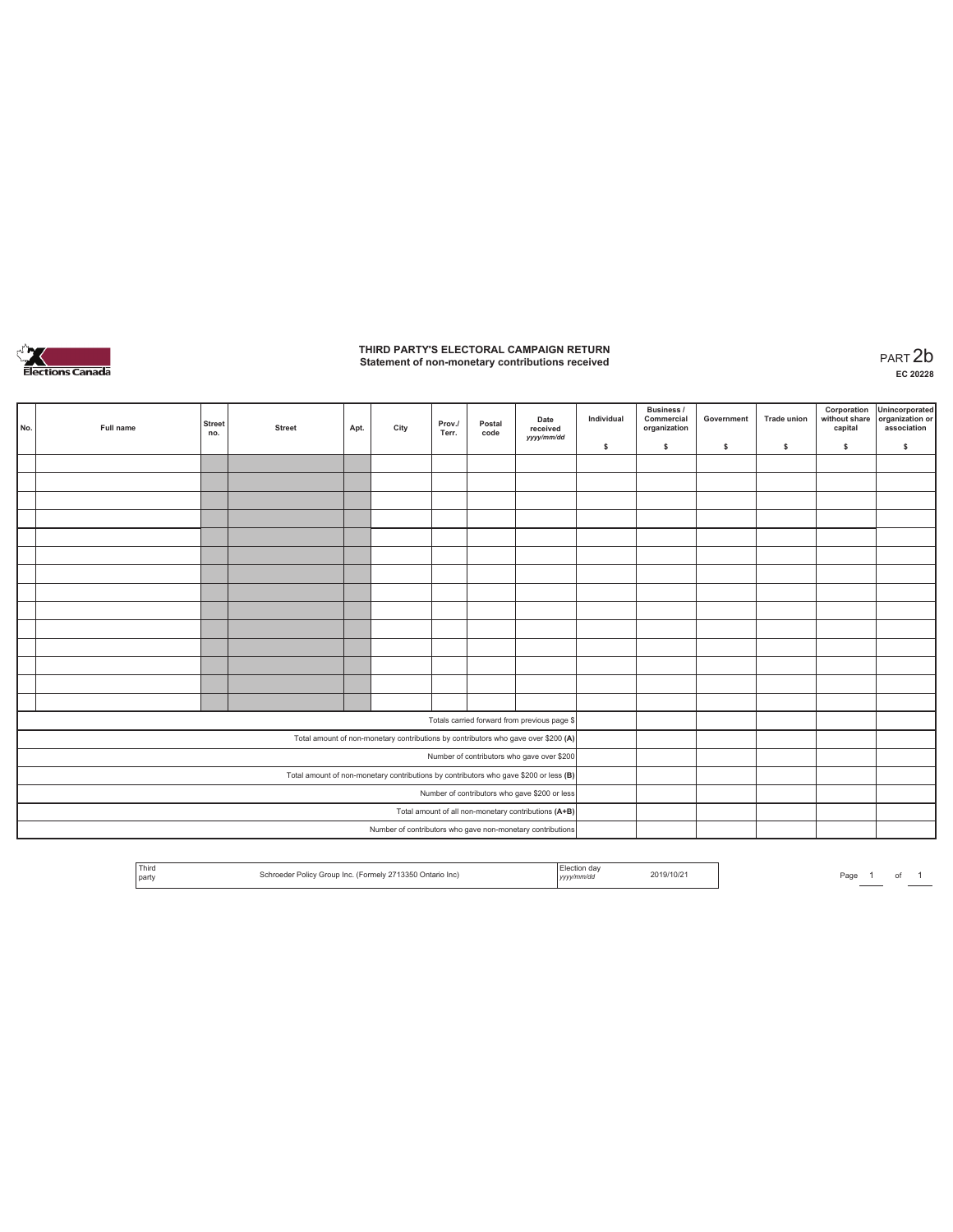# THIRD PARTY'S ELECTORAL CAMPAIGN RETURN

## Statement of non-monetary contributions received

PART 2b

EC 20228

| No. | Full name | Street no. | Street | Apt. | City | Prov./ Terr. | Postal code | Date received yyyy/mm/dd | Individual $ | Business / Commercial organization $ | Government $ | Trade union $ | Corporation without share capital $ | Unincorporated organization or association $ |
|---|---|---|---|---|---|---|---|---|---|---|---|---|---|---|
| | | | | | | | | | | | | | | |
| | | | | | | | | | | | | | | |
| | | | | | | | | | | | | | | |
| | | | | | | | | | | | | | | |
| | | | | | | | | | | | | | | |
| | | | | | | | | | | | | | | |
| | | | | | | | | | | | | | | |
| | | | | | | | | | | | | | | |
| | | | | | | | | | | | | | | |
| | | | | | | | | | | | | | | |
| | | | | | | | | | | | | | | |
| | | | | | | | | | | | | | | |
| | | | | | | | | | | | | | | |
| | | | | | | | | | | | | | | |
| Totals carried forward from previous page $ | | | | | | | | | | | | | | |
| Total amount of non-monetary contributions by contributors who gave over $200 (A) | | | | | | | | | | | | | | |
| Number of contributors who gave over $200 | | | | | | | | | | | | | | |
| Total amount of non-monetary contributions by contributors who gave $200 or less (B) | | | | | | | | | | | | | | |
| Number of contributors who gave $200 or less | | | | | | | | | | | | | | |
| Total amount of all non-monetary contributions (A+B) | | | | | | | | | | | | | | |
| Number of contributors who gave non-monetary contributions | | | | | | | | | | | | | | |

| Third party | Schroeder Policy Group Inc. (Formely 2713350 Ontario Inc) | Election day yyyy/mm/dd | 2019/10/21 |
|---|---|---|---|

Page 1 of 1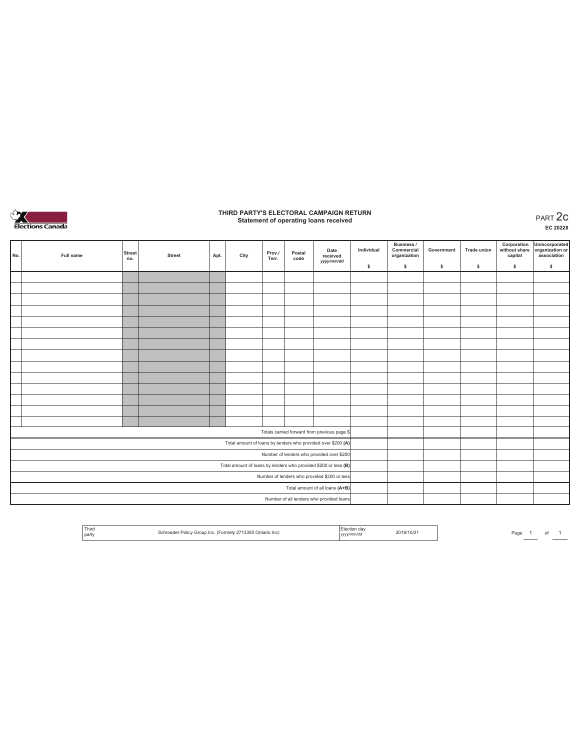# THIRD PARTY'S ELECTORAL CAMPAIGN RETURN
## Statement of operating loans received

PART 2c

EC 20228

| No. | Full name | Street no. | Street | Apt. | City | Prov./ Terr. | Postal code | Date received yyyy/mm/dd | Individual $ | Business / Commercial organization $ | Government $ | Trade union $ | Corporation without share capital $ | Unincorporated organization or association $ |
|---|---|---|---|---|---|---|---|---|---|---|---|---|---|---|
| | | | | | | | | | | | | | | |
| | | | | | | | | | | | | | | |
| | | | | | | | | | | | | | | |
| | | | | | | | | | | | | | | |
| | | | | | | | | | | | | | | |
| | | | | | | | | | | | | | | |
| | | | | | | | | | | | | | | |
| | | | | | | | | | | | | | | |
| | | | | | | | | | | | | | | |
| | | | | | | | | | | | | | | |
| | | | | | | | | | | | | | | |
| | | | | | | | | | | | | | | |
| | | | | | | | | | | | | | | |
| | | | | | | | | | | | | | | |
| Totals carried forward from previous page $ | | | | | | | | | | | | | | |
| Total amount of loans by lenders who provided over $200 **(A)** | | | | | | | | | | | | | | |
| Number of lenders who provided over $200 | | | | | | | | | | | | | | |
| Total amount of loans by lenders who provided $200 or less **(B)** | | | | | | | | | | | | | | |
| Number of lenders who provided $200 or less | | | | | | | | | | | | | | |
| Total amount of all loans **(A+B)** | | | | | | | | | | | | | | |
| Number of all lenders who provided loans | | | | | | | | | | | | | | |

| Third party | Schroeder Policy Group Inc. (Formely 2713350 Ontario Inc) | Election day yyyy/mm/dd | 2019/10/21 |
|---|---|---|---|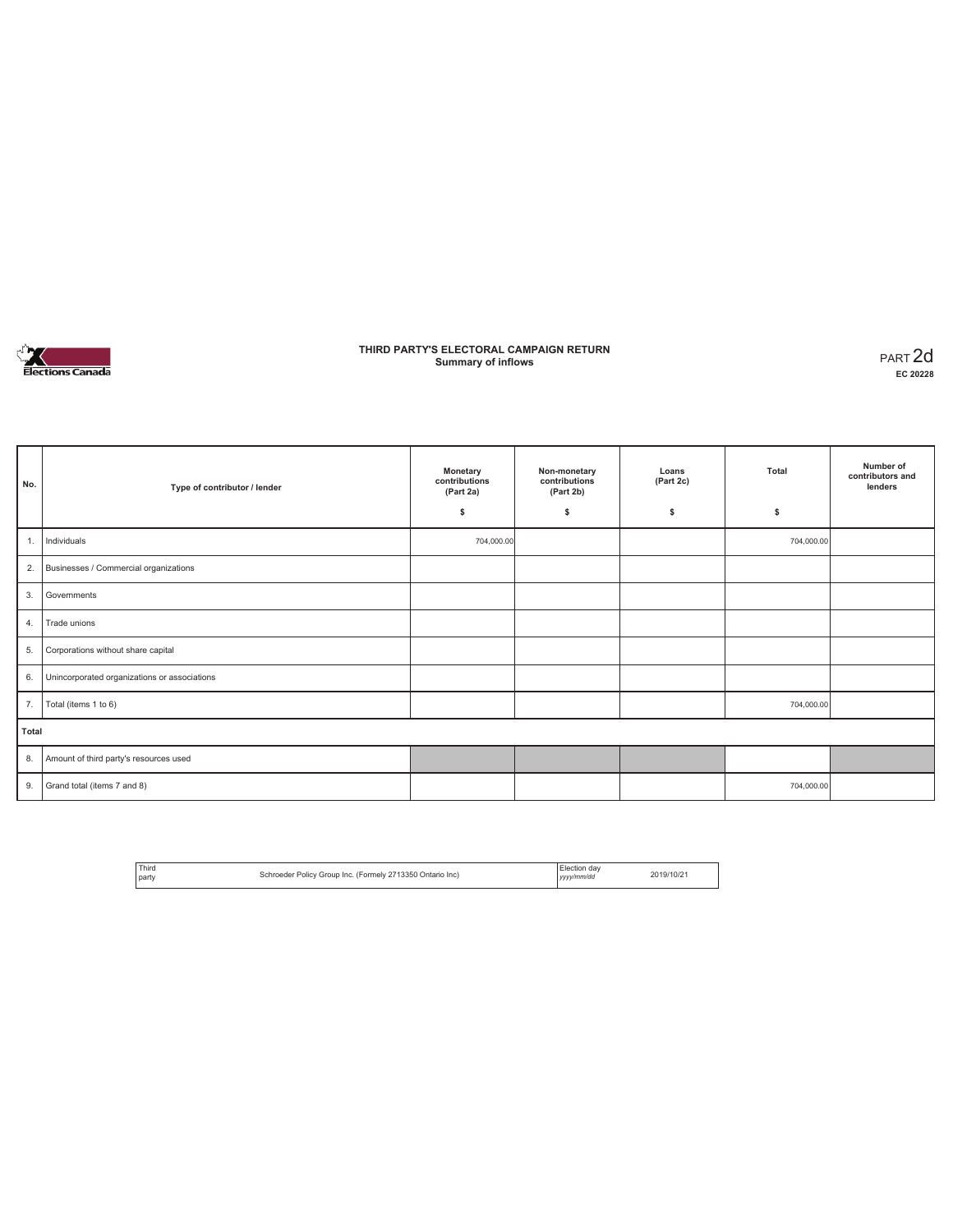Elections Canada

# THIRD PARTY'S ELECTORAL CAMPAIGN RETURN
## Summary of inflows

PART 2d

EC 20228

| No. | Type of contributor / lender | Monetary contributions (Part 2a) $ | Non-monetary contributions (Part 2b) $ | Loans (Part 2c) $ | Total $ | Number of contributors and lenders |
|---|---|---|---|---|---|---|
| 1. | Individuals | 704,000.00 | | | 704,000.00 | |
| 2. | Businesses / Commercial organizations | | | | | |
| 3. | Governments | | | | | |
| 4. | Trade unions | | | | | |
| 5. | Corporations without share capital | | | | | |
| 6. | Unincorporated organizations or associations | | | | | |
| 7. | Total (items 1 to 6) | | | | 704,000.00 | |
| **Total** | | | | | | |
| 8. | Amount of third party's resources used | | | | | |
| 9. | Grand total (items 7 and 8) | | | | 704,000.00 | |

| Third party | Schroeder Policy Group Inc. (Formely 2713350 Ontario Inc) | Election day *yyyy/mm/dd* | 2019/10/21 |
|---|---|---|---|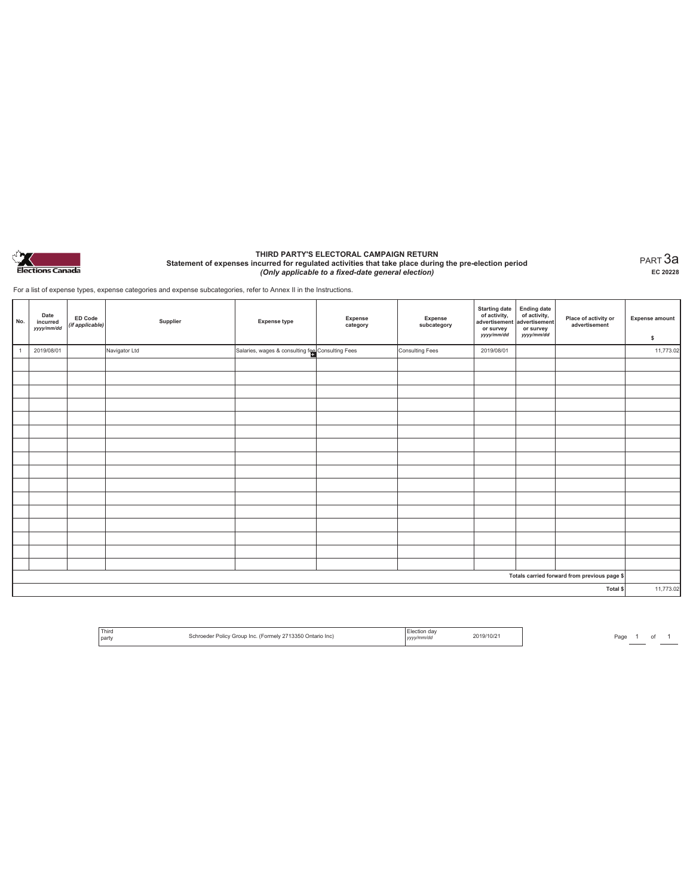Elections Canada

# THIRD PARTY'S ELECTORAL CAMPAIGN RETURN

## Statement of expenses incurred for regulated activities that take place during the pre-election period

*(Only applicable to a fixed-date general election)*

PART 3a

EC 20228

For a list of expense types, expense categories and expense subcategories, refer to Annex II in the Instructions.

| No. | Date incurred *yyyy/mm/dd* | ED Code *(if applicable)* | Supplier | Expense type | Expense category | Expense subcategory | Starting date of activity, advertisement or survey *yyyy/mm/dd* | Ending date of activity, advertisement or survey *yyyy/mm/dd* | Place of activity or advertisement | Expense amount $ |
|---|---|---|---|---|---|---|---|---|---|---|
| 1 | 2019/08/01 | | Navigator Ltd | Salaries, wages & consulting fee | Consulting Fees | Consulting Fees | 2019/08/01 | | | 11,773.02 |
| | | | | | | | | | | |
| | | | | | | | | | | |
| | | | | | | | | | | |
| | | | | | | | | | | |
| | | | | | | | | | | |
| | | | | | | | | | | |
| | | | | | | | | | | |
| | | | | | | | | | | |
| | | | | | | | | | | |
| | | | | | | | | | | |
| | | | | | | | | | | |
| | | | | | | | | | | |
| | | | | | | | | | | |
| | | | | | | | | | | |
| | | | | | | | | | | |
| | | | | | | | | | | |
| | | | | | | | | | Totals carried forward from previous page $ | |
| | | | | | | | | | Total $ | 11,773.02 |

| Third party | Schroeder Policy Group Inc. (Formely 2713350 Ontario Inc) | Election day *yyyy/mm/dd* | 2019/10/21 |
|---|---|---|---|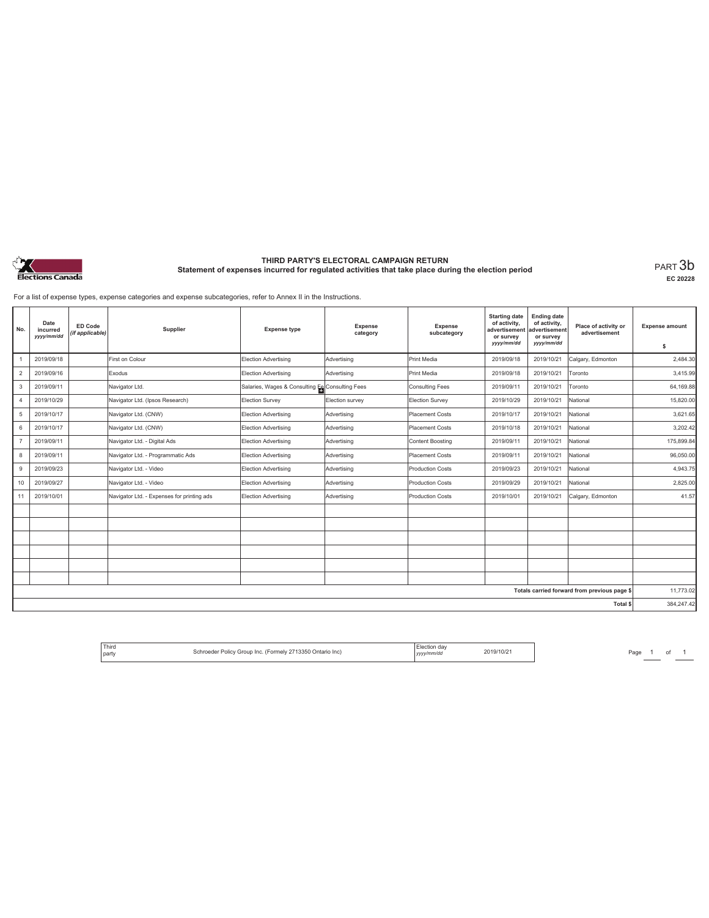# THIRD PARTY'S ELECTORAL CAMPAIGN RETURN

## Statement of expenses incurred for regulated activities that take place during the election period

PART 3b

EC 20228

For a list of expense types, expense categories and expense subcategories, refer to Annex II in the Instructions.

| No. | Date incurred *yyyy/mm/dd* | ED Code *(if applicable)* | Supplier | Expense type | Expense category | Expense subcategory | Starting date of activity, advertisement or survey *yyyy/mm/dd* | Ending date of activity, advertisement or survey *yyyy/mm/dd* | Place of activity or advertisement | Expense amount $ |
|---|---|---|---|---|---|---|---|---|---|---|
| 1 | 2019/09/18 | | First on Colour | Election Advertising | Advertising | Print Media | 2019/09/18 | 2019/10/21 | Calgary, Edmonton | 2,484.30 |
| 2 | 2019/09/16 | | Exodus | Election Advertising | Advertising | Print Media | 2019/09/18 | 2019/10/21 | Toronto | 3,415.99 |
| 3 | 2019/09/11 | | Navigator Ltd. | Salaries, Wages & Consulting Fe | Consulting Fees | Consulting Fees | 2019/09/11 | 2019/10/21 | Toronto | 64,169.88 |
| 4 | 2019/10/29 | | Navigator Ltd. (Ipsos Research) | Election Survey | Election survey | Election Survey | 2019/10/29 | 2019/10/21 | National | 15,820.00 |
| 5 | 2019/10/17 | | Navigator Ltd. (CNW) | Election Advertising | Advertising | Placement Costs | 2019/10/17 | 2019/10/21 | National | 3,621.65 |
| 6 | 2019/10/17 | | Navigator Ltd. (CNW) | Election Advertising | Advertising | Placement Costs | 2019/10/18 | 2019/10/21 | National | 3,202.42 |
| 7 | 2019/09/11 | | Navigator Ltd. - Digital Ads | Election Advertising | Advertising | Content Boosting | 2019/09/11 | 2019/10/21 | National | 175,899.84 |
| 8 | 2019/09/11 | | Navigator Ltd. - Programmatic Ads | Election Advertising | Advertising | Placement Costs | 2019/09/11 | 2019/10/21 | National | 96,050.00 |
| 9 | 2019/09/23 | | Navigator Ltd. - Video | Election Advertising | Advertising | Production Costs | 2019/09/23 | 2019/10/21 | National | 4,943.75 |
| 10 | 2019/09/27 | | Navigator Ltd. - Video | Election Advertising | Advertising | Production Costs | 2019/09/29 | 2019/10/21 | National | 2,825.00 |
| 11 | 2019/10/01 | | Navigator Ltd. - Expenses for printing ads | Election Advertising | Advertising | Production Costs | 2019/10/01 | 2019/10/21 | Calgary, Edmonton | 41.57 |
| | | | | | | | | | | |
| | | | | | | | | | | |
| | | | | | | | | | | |
| | | | | | | | | | | |
| | | | | | | | | | | |
| | | | | | | | | | | |
| | | | | | | | | | Totals carried forward from previous page $ | 11,773.02 |
| | | | | | | | | | Total $ | 384,247.42 |

| Third party | Schroeder Policy Group Inc. (Formely 2713350 Ontario Inc) | Election day *yyyy/mm/dd* | 2019/10/21 |
|---|---|---|---|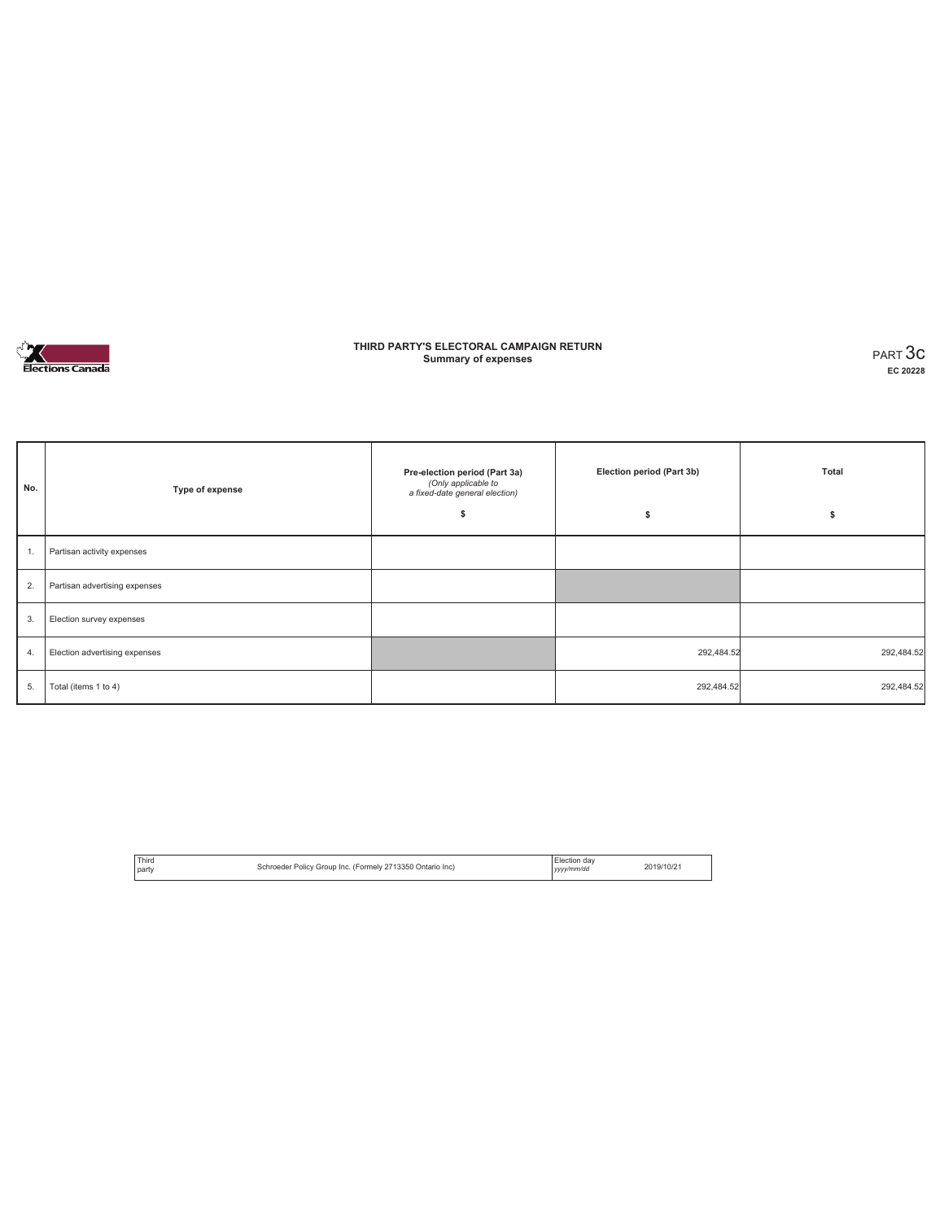Elections Canada

# THIRD PARTY'S ELECTORAL CAMPAIGN RETURN
## Summary of expenses

PART 3c
**EC 20228**

| No. | Type of expense | Pre-election period (Part 3a) *(Only applicable to a fixed-date general election)* $ | Election period (Part 3b) $ | Total $ |
|---|---|---|---|---|
| 1. | Partisan activity expenses | | | |
| 2. | Partisan advertising expenses | | | |
| 3. | Election survey expenses | | | |
| 4. | Election advertising expenses | | 292,484.52 | 292,484.52 |
| 5. | Total (items 1 to 4) | | 292,484.52 | 292,484.52 |

| | | | |
|---|---|---|---|
| Third party | Schroeder Policy Group Inc. (Formely 2713350 Ontario Inc) | Election day *yyyy/mm/dd* | 2019/10/21 |